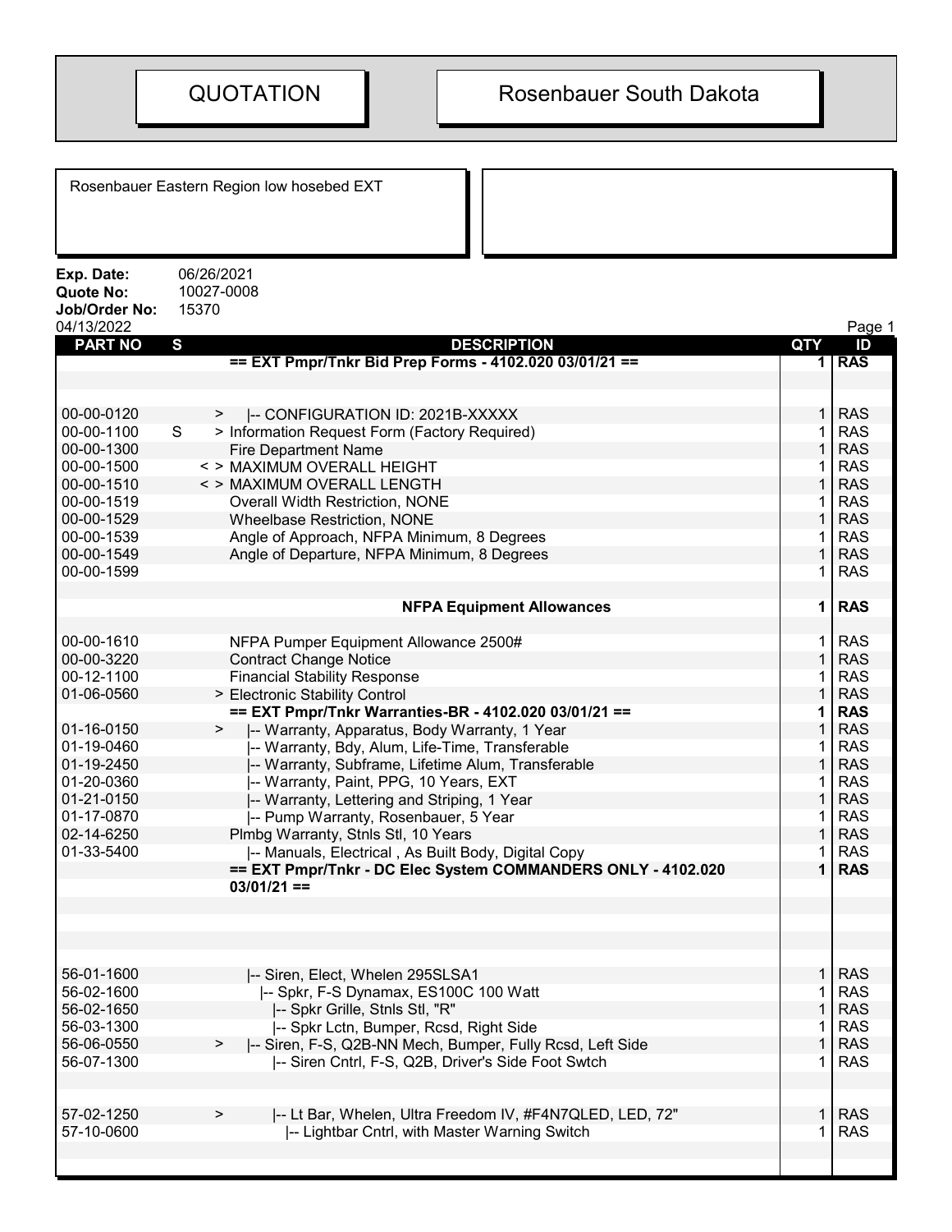# QUOTATION

# Rosenbauer South Dakota

Rosenbauer Eastern Region low hosebed EXT

**Exp. Date:** 06/26/2021
**Quote No:** 10027-0008
**Job/Order No:** 15370
04/13/2022

| PART NO | S | DESCRIPTION | QTY | ID |
|---|---|---|---|---|
| | | **== EXT Pmpr/Tnkr Bid Prep Forms - 4102.020 03/01/21 ==** | **1** | **RAS** |
| | | | | |
| 00-00-0120 | > | \|-- CONFIGURATION ID: 2021B-XXXXX | 1 | RAS |
| 00-00-1100 | S | > Information Request Form (Factory Required) | 1 | RAS |
| 00-00-1300 | | Fire Department Name | 1 | RAS |
| 00-00-1500 | | < > MAXIMUM OVERALL HEIGHT | 1 | RAS |
| 00-00-1510 | | < > MAXIMUM OVERALL LENGTH | 1 | RAS |
| 00-00-1519 | | Overall Width Restriction, NONE | 1 | RAS |
| 00-00-1529 | | Wheelbase Restriction, NONE | 1 | RAS |
| 00-00-1539 | | Angle of Approach, NFPA Minimum, 8 Degrees | 1 | RAS |
| 00-00-1549 | | Angle of Departure, NFPA Minimum, 8 Degrees | 1 | RAS |
| 00-00-1599 | | | 1 | RAS |
| | | **NFPA Equipment Allowances** | **1** | **RAS** |
| 00-00-1610 | | NFPA Pumper Equipment Allowance 2500# | 1 | RAS |
| 00-00-3220 | | Contract Change Notice | 1 | RAS |
| 00-12-1100 | | Financial Stability Response | 1 | RAS |
| 01-06-0560 | | > Electronic Stability Control | 1 | RAS |
| | | **== EXT Pmpr/Tnkr Warranties-BR - 4102.020 03/01/21 ==** | **1** | **RAS** |
| 01-16-0150 | > | \|-- Warranty, Apparatus, Body Warranty, 1 Year | 1 | RAS |
| 01-19-0460 | | \|-- Warranty, Bdy, Alum, Life-Time, Transferable | 1 | RAS |
| 01-19-2450 | | \|-- Warranty, Subframe, Lifetime Alum, Transferable | 1 | RAS |
| 01-20-0360 | | \|-- Warranty, Paint, PPG, 10 Years, EXT | 1 | RAS |
| 01-21-0150 | | \|-- Warranty, Lettering and Striping, 1 Year | 1 | RAS |
| 01-17-0870 | | \|-- Pump Warranty, Rosenbauer, 5 Year | 1 | RAS |
| 02-14-6250 | | Plmbg Warranty, Stnls Stl, 10 Years | 1 | RAS |
| 01-33-5400 | | \|-- Manuals, Electrical , As Built Body, Digital Copy | 1 | RAS |
| | | **== EXT Pmpr/Tnkr - DC Elec System COMMANDERS ONLY - 4102.020 03/01/21 ==** | **1** | **RAS** |
| | | | | |
| 56-01-1600 | | \|-- Siren, Elect, Whelen 295SLSA1 | 1 | RAS |
| 56-02-1600 | | \|-- Spkr, F-S Dynamax, ES100C 100 Watt | 1 | RAS |
| 56-02-1650 | | \|-- Spkr Grille, Stnls Stl, "R" | 1 | RAS |
| 56-03-1300 | | \|-- Spkr Lctn, Bumper, Rcsd, Right Side | 1 | RAS |
| 56-06-0550 | > | \|-- Siren, F-S, Q2B-NN Mech, Bumper, Fully Rcsd, Left Side | 1 | RAS |
| 56-07-1300 | | \|-- Siren Cntrl, F-S, Q2B, Driver's Side Foot Swtch | 1 | RAS |
| | | | | |
| 57-02-1250 | > | \|-- Lt Bar, Whelen, Ultra Freedom IV, #F4N7QLED, LED, 72" | 1 | RAS |
| 57-10-0600 | | \|-- Lightbar Cntrl, with Master Warning Switch | 1 | RAS |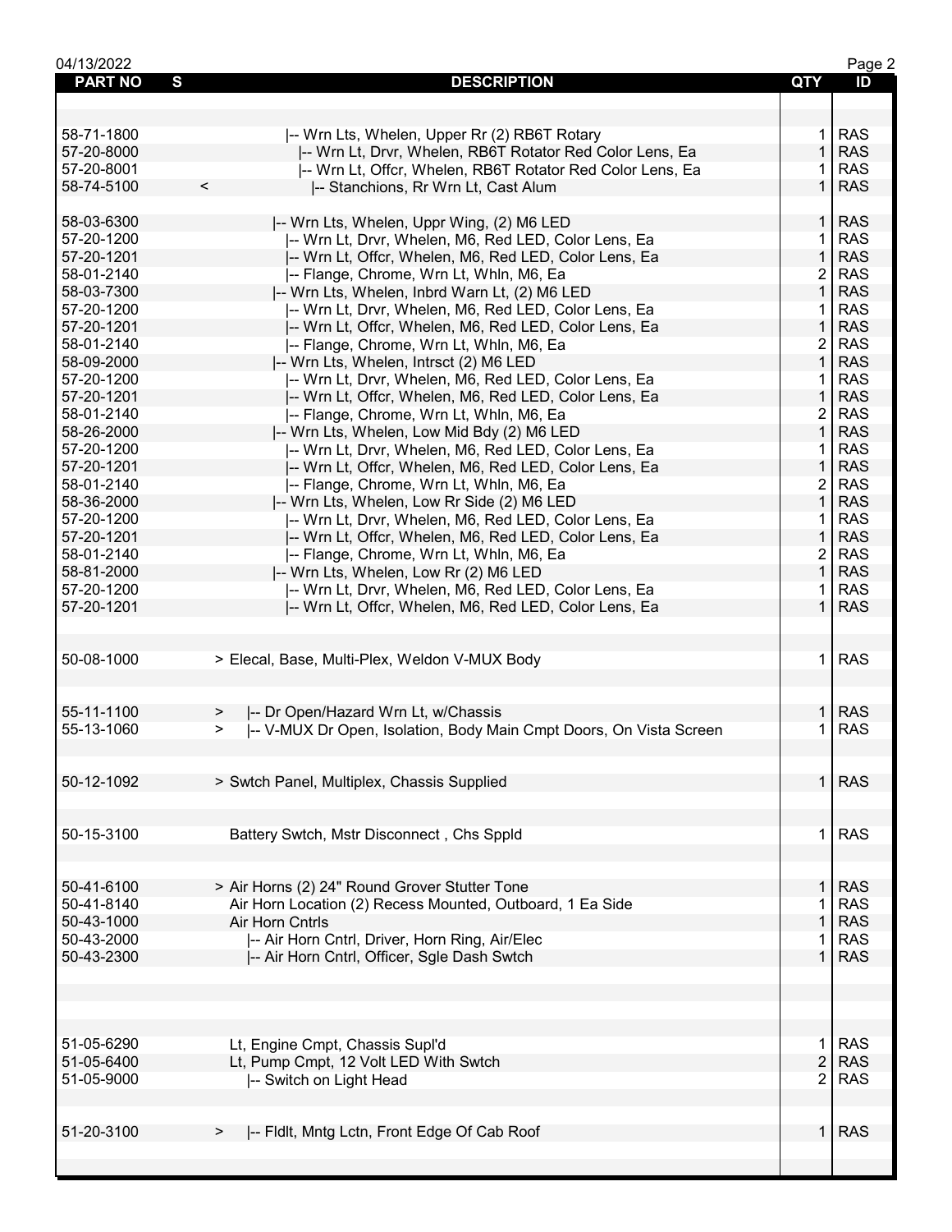| PART NO | S | DESCRIPTION | QTY | ID |
|---|---|---|---|---|
| 58-71-1800 | | \|-- Wrn Lts, Whelen, Upper Rr (2) RB6T Rotary | 1 | RAS |
| 57-20-8000 | | \|-- Wrn Lt, Drvr, Whelen, RB6T Rotator Red Color Lens, Ea | 1 | RAS |
| 57-20-8001 | | \|-- Wrn Lt, Offcr, Whelen, RB6T Rotator Red Color Lens, Ea | 1 | RAS |
| 58-74-5100 | < | \|-- Stanchions, Rr Wrn Lt, Cast Alum | 1 | RAS |
| 58-03-6300 | | \|-- Wrn Lts, Whelen, Uppr Wing, (2) M6 LED | 1 | RAS |
| 57-20-1200 | | \|-- Wrn Lt, Drvr, Whelen, M6, Red LED, Color Lens, Ea | 1 | RAS |
| 57-20-1201 | | \|-- Wrn Lt, Offcr, Whelen, M6, Red LED, Color Lens, Ea | 1 | RAS |
| 58-01-2140 | | \|-- Flange, Chrome, Wrn Lt, Whln, M6, Ea | 2 | RAS |
| 58-03-7300 | | \|-- Wrn Lts, Whelen, Inbrd Warn Lt, (2) M6 LED | 1 | RAS |
| 57-20-1200 | | \|-- Wrn Lt, Drvr, Whelen, M6, Red LED, Color Lens, Ea | 1 | RAS |
| 57-20-1201 | | \|-- Wrn Lt, Offcr, Whelen, M6, Red LED, Color Lens, Ea | 1 | RAS |
| 58-01-2140 | | \|-- Flange, Chrome, Wrn Lt, Whln, M6, Ea | 2 | RAS |
| 58-09-2000 | | \|-- Wrn Lts, Whelen, Intrsct (2) M6 LED | 1 | RAS |
| 57-20-1200 | | \|-- Wrn Lt, Drvr, Whelen, M6, Red LED, Color Lens, Ea | 1 | RAS |
| 57-20-1201 | | \|-- Wrn Lt, Offcr, Whelen, M6, Red LED, Color Lens, Ea | 1 | RAS |
| 58-01-2140 | | \|-- Flange, Chrome, Wrn Lt, Whln, M6, Ea | 2 | RAS |
| 58-26-2000 | | \|-- Wrn Lts, Whelen, Low Mid Bdy (2) M6 LED | 1 | RAS |
| 57-20-1200 | | \|-- Wrn Lt, Drvr, Whelen, M6, Red LED, Color Lens, Ea | 1 | RAS |
| 57-20-1201 | | \|-- Wrn Lt, Offcr, Whelen, M6, Red LED, Color Lens, Ea | 1 | RAS |
| 58-01-2140 | | \|-- Flange, Chrome, Wrn Lt, Whln, M6, Ea | 2 | RAS |
| 58-36-2000 | | \|-- Wrn Lts, Whelen, Low Rr Side (2) M6 LED | 1 | RAS |
| 57-20-1200 | | \|-- Wrn Lt, Drvr, Whelen, M6, Red LED, Color Lens, Ea | 1 | RAS |
| 57-20-1201 | | \|-- Wrn Lt, Offcr, Whelen, M6, Red LED, Color Lens, Ea | 1 | RAS |
| 58-01-2140 | | \|-- Flange, Chrome, Wrn Lt, Whln, M6, Ea | 2 | RAS |
| 58-81-2000 | | \|-- Wrn Lts, Whelen, Low Rr (2) M6 LED | 1 | RAS |
| 57-20-1200 | | \|-- Wrn Lt, Drvr, Whelen, M6, Red LED, Color Lens, Ea | 1 | RAS |
| 57-20-1201 | | \|-- Wrn Lt, Offcr, Whelen, M6, Red LED, Color Lens, Ea | 1 | RAS |
| 50-08-1000 | | > Elecal, Base, Multi-Plex, Weldon V-MUX Body | 1 | RAS |
| 55-11-1100 | > | \|-- Dr Open/Hazard Wrn Lt, w/Chassis | 1 | RAS |
| 55-13-1060 | > | \|-- V-MUX Dr Open, Isolation, Body Main Cmpt Doors, On Vista Screen | 1 | RAS |
| 50-12-1092 | | > Swtch Panel, Multiplex, Chassis Supplied | 1 | RAS |
| 50-15-3100 | | Battery Swtch, Mstr Disconnect , Chs Sppld | 1 | RAS |
| 50-41-6100 | | > Air Horns (2) 24" Round Grover Stutter Tone | 1 | RAS |
| 50-41-8140 | | Air Horn Location (2) Recess Mounted, Outboard, 1 Ea Side | 1 | RAS |
| 50-43-1000 | | Air Horn Cntrls | 1 | RAS |
| 50-43-2000 | | \|-- Air Horn Cntrl, Driver, Horn Ring, Air/Elec | 1 | RAS |
| 50-43-2300 | | \|-- Air Horn Cntrl, Officer, Sgle Dash Swtch | 1 | RAS |
| 51-05-6290 | | Lt, Engine Cmpt, Chassis Supl'd | 1 | RAS |
| 51-05-6400 | | Lt, Pump Cmpt, 12 Volt LED With Swtch | 2 | RAS |
| 51-05-9000 | | \|-- Switch on Light Head | 2 | RAS |
| 51-20-3100 | > | \|-- Fldlt, Mntg Lctn, Front Edge Of Cab Roof | 1 | RAS |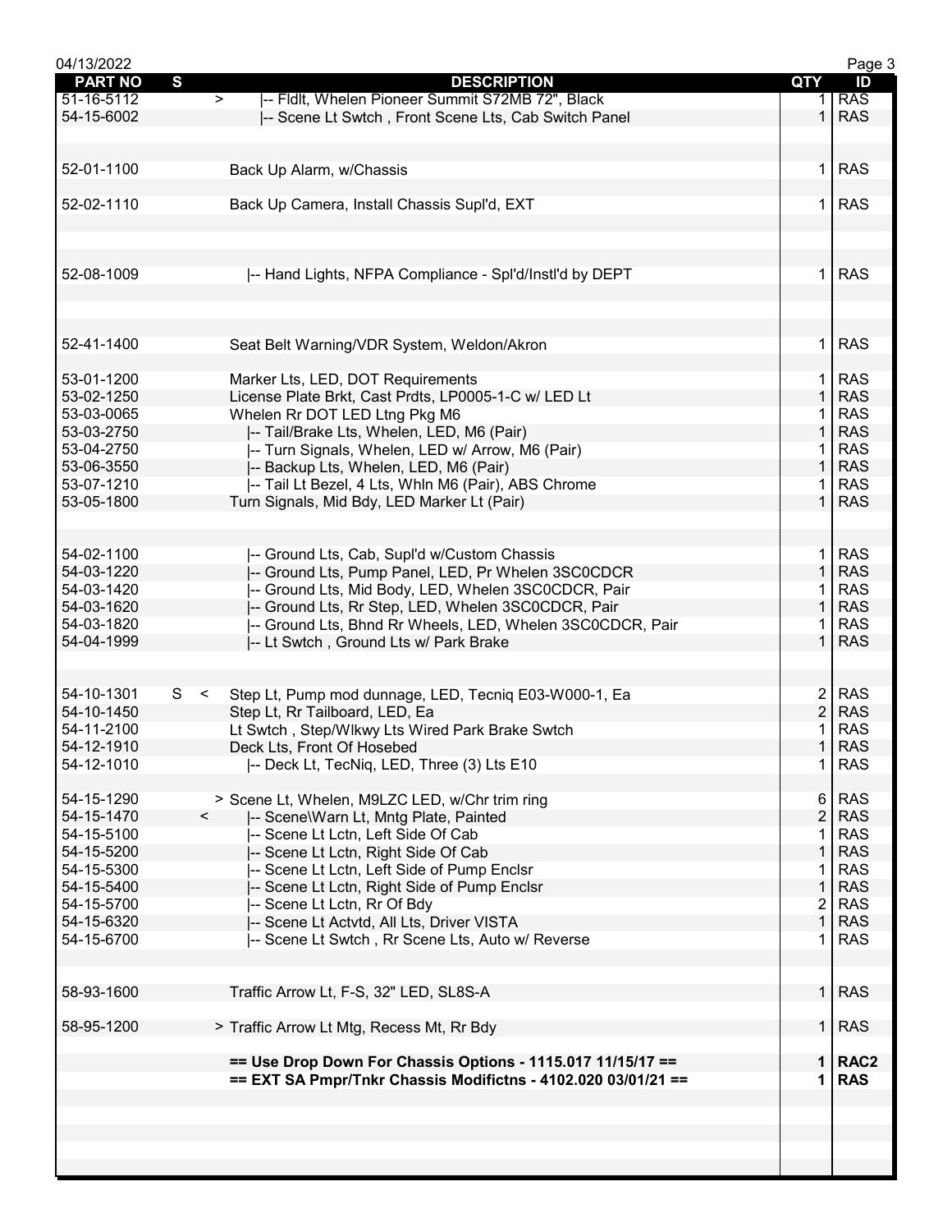| PART NO | S | DESCRIPTION | QTY | ID |
|---|---|---|---|---|
| 51-16-5112 | > | \|-- Fldlt, Whelen Pioneer Summit S72MB 72", Black | 1 | RAS |
| 54-15-6002 | | \|-- Scene Lt Swtch , Front Scene Lts, Cab Switch Panel | 1 | RAS |
| | | | | |
| 52-01-1100 | | Back Up Alarm, w/Chassis | 1 | RAS |
| | | | | |
| 52-02-1110 | | Back Up Camera, Install Chassis Supl'd, EXT | 1 | RAS |
| | | | | |
| 52-08-1009 | | \|-- Hand Lights, NFPA Compliance - Spl'd/Instl'd by DEPT | 1 | RAS |
| | | | | |
| 52-41-1400 | | Seat Belt Warning/VDR System, Weldon/Akron | 1 | RAS |
| | | | | |
| 53-01-1200 | | Marker Lts, LED, DOT Requirements | 1 | RAS |
| 53-02-1250 | | License Plate Brkt, Cast Prdts, LP0005-1-C w/ LED Lt | 1 | RAS |
| 53-03-0065 | | Whelen Rr DOT LED Ltng Pkg M6 | 1 | RAS |
| 53-03-2750 | | \|-- Tail/Brake Lts, Whelen, LED, M6 (Pair) | 1 | RAS |
| 53-04-2750 | | \|-- Turn Signals, Whelen, LED w/ Arrow, M6 (Pair) | 1 | RAS |
| 53-06-3550 | | \|-- Backup Lts, Whelen, LED, M6 (Pair) | 1 | RAS |
| 53-07-1210 | | \|-- Tail Lt Bezel, 4 Lts, Whln M6 (Pair), ABS Chrome | 1 | RAS |
| 53-05-1800 | | Turn Signals, Mid Bdy, LED Marker Lt (Pair) | 1 | RAS |
| | | | | |
| 54-02-1100 | | \|-- Ground Lts, Cab, Supl'd w/Custom Chassis | 1 | RAS |
| 54-03-1220 | | \|-- Ground Lts, Pump Panel, LED, Pr Whelen 3SC0CDCR | 1 | RAS |
| 54-03-1420 | | \|-- Ground Lts, Mid Body, LED, Whelen 3SC0CDCR, Pair | 1 | RAS |
| 54-03-1620 | | \|-- Ground Lts, Rr Step, LED, Whelen 3SC0CDCR, Pair | 1 | RAS |
| 54-03-1820 | | \|-- Ground Lts, Bhnd Rr Wheels, LED, Whelen 3SC0CDCR, Pair | 1 | RAS |
| 54-04-1999 | | \|-- Lt Swtch , Ground Lts w/ Park Brake | 1 | RAS |
| | | | | |
| 54-10-1301 | S < | Step Lt, Pump mod dunnage, LED, Tecniq E03-W000-1, Ea | 2 | RAS |
| 54-10-1450 | | Step Lt, Rr Tailboard, LED, Ea | 2 | RAS |
| 54-11-2100 | | Lt Swtch , Step/Wlkwy Lts Wired Park Brake Swtch | 1 | RAS |
| 54-12-1910 | | Deck Lts, Front Of Hosebed | 1 | RAS |
| 54-12-1010 | | \|-- Deck Lt, TecNiq, LED, Three (3) Lts E10 | 1 | RAS |
| | | | | |
| 54-15-1290 | | > Scene Lt, Whelen, M9LZC LED, w/Chr trim ring | 6 | RAS |
| 54-15-1470 | < | \|-- Scene\Warn Lt, Mntg Plate, Painted | 2 | RAS |
| 54-15-5100 | | \|-- Scene Lt Lctn, Left Side Of Cab | 1 | RAS |
| 54-15-5200 | | \|-- Scene Lt Lctn, Right Side Of Cab | 1 | RAS |
| 54-15-5300 | | \|-- Scene Lt Lctn, Left Side of Pump Enclsr | 1 | RAS |
| 54-15-5400 | | \|-- Scene Lt Lctn, Right Side of Pump Enclsr | 1 | RAS |
| 54-15-5700 | | \|-- Scene Lt Lctn, Rr Of Bdy | 2 | RAS |
| 54-15-6320 | | \|-- Scene Lt Actvtd, All Lts, Driver VISTA | 1 | RAS |
| 54-15-6700 | | \|-- Scene Lt Swtch , Rr Scene Lts, Auto w/ Reverse | 1 | RAS |
| | | | | |
| 58-93-1600 | | Traffic Arrow Lt, F-S, 32" LED, SL8S-A | 1 | RAS |
| | | | | |
| 58-95-1200 | | > Traffic Arrow Lt Mtg, Recess Mt, Rr Bdy | 1 | RAS |
| | | | | |
| | | **== Use Drop Down For Chassis Options - 1115.017 11/15/17 ==** | **1** | **RAC2** |
| | | **== EXT SA Pmpr/Tnkr Chassis Modifictns - 4102.020 03/01/21 ==** | **1** | **RAS** |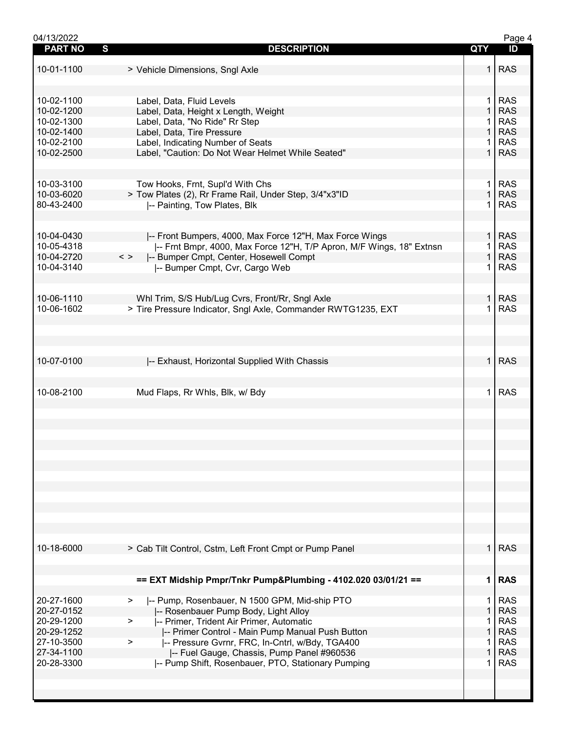| PART NO | S | DESCRIPTION | QTY | ID |
|---|---|---|---|---|
| 10-01-1100 | | > Vehicle Dimensions, Sngl Axle | 1 | RAS |
| 10-02-1100 | | Label, Data, Fluid Levels | 1 | RAS |
| 10-02-1200 | | Label, Data, Height x Length, Weight | 1 | RAS |
| 10-02-1300 | | Label, Data, "No Ride" Rr Step | 1 | RAS |
| 10-02-1400 | | Label, Data, Tire Pressure | 1 | RAS |
| 10-02-2100 | | Label, Indicating Number of Seats | 1 | RAS |
| 10-02-2500 | | Label, "Caution: Do Not Wear Helmet While Seated" | 1 | RAS |
| 10-03-3100 | | Tow Hooks, Frnt, Supl'd With Chs | 1 | RAS |
| 10-03-6020 | | > Tow Plates (2), Rr Frame Rail, Under Step, 3/4"x3"ID | 1 | RAS |
| 80-43-2400 | | \|-- Painting, Tow Plates, Blk | 1 | RAS |
| 10-04-0430 | | \|-- Front Bumpers, 4000, Max Force 12"H, Max Force Wings | 1 | RAS |
| 10-05-4318 | | \|-- Frnt Bmpr, 4000, Max Force 12"H, T/P Apron, M/F Wings, 18" Extnsn | 1 | RAS |
| 10-04-2720 | < > | \|-- Bumper Cmpt, Center, Hosewell Compt | 1 | RAS |
| 10-04-3140 | | \|-- Bumper Cmpt, Cvr, Cargo Web | 1 | RAS |
| 10-06-1110 | | Whl Trim, S/S Hub/Lug Cvrs, Front/Rr, Sngl Axle | 1 | RAS |
| 10-06-1602 | | > Tire Pressure Indicator, Sngl Axle, Commander RWTG1235, EXT | 1 | RAS |
| 10-07-0100 | | \|-- Exhaust, Horizontal Supplied With Chassis | 1 | RAS |
| 10-08-2100 | | Mud Flaps, Rr Whls, Blk, w/ Bdy | 1 | RAS |
| 10-18-6000 | | > Cab Tilt Control, Cstm, Left Front Cmpt or Pump Panel | 1 | RAS |
| | | **== EXT Midship Pmpr/Tnkr Pump&Plumbing - 4102.020 03/01/21 ==** | **1** | **RAS** |
| 20-27-1600 | > | \|-- Pump, Rosenbauer, N 1500 GPM, Mid-ship PTO | 1 | RAS |
| 20-27-0152 | | \|-- Rosenbauer Pump Body, Light Alloy | 1 | RAS |
| 20-29-1200 | > | \|-- Primer, Trident Air Primer, Automatic | 1 | RAS |
| 20-29-1252 | | \|-- Primer Control - Main Pump Manual Push Button | 1 | RAS |
| 27-10-3500 | > | \|-- Pressure Gvrnr, FRC, In-Cntrl, w/Bdy, TGA400 | 1 | RAS |
| 27-34-1100 | | \|-- Fuel Gauge, Chassis, Pump Panel #960536 | 1 | RAS |
| 20-28-3300 | | \|-- Pump Shift, Rosenbauer, PTO, Stationary Pumping | 1 | RAS |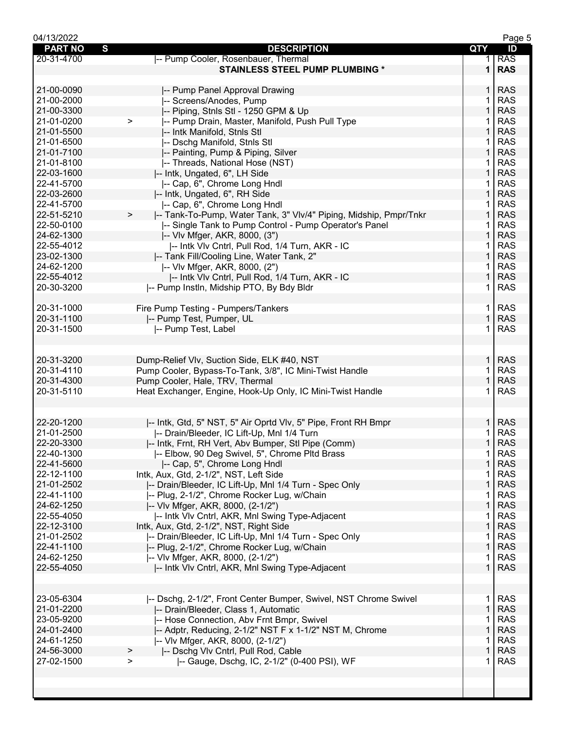| PART NO | S | DESCRIPTION | QTY | ID |
|---|---|---|---|---|
| 20-31-4700 | | \|-- Pump Cooler, Rosenbauer, Thermal | 1 | RAS |
| | | **STAINLESS STEEL PUMP PLUMBING *** | **1** | **RAS** |
| | | | | |
| 21-00-0090 | | \|-- Pump Panel Approval Drawing | 1 | RAS |
| 21-00-2000 | | \|-- Screens/Anodes, Pump | 1 | RAS |
| 21-00-3300 | | \|-- Piping, Stnls Stl - 1250 GPM & Up | 1 | RAS |
| 21-01-0200 | > | \|-- Pump Drain, Master, Manifold, Push Pull Type | 1 | RAS |
| 21-01-5500 | | \|-- Intk Manifold, Stnls Stl | 1 | RAS |
| 21-01-6500 | | \|-- Dschg Manifold, Stnls Stl | 1 | RAS |
| 21-01-7100 | | \|-- Painting, Pump & Piping, Silver | 1 | RAS |
| 21-01-8100 | | \|-- Threads, National Hose (NST) | 1 | RAS |
| 22-03-1600 | | \|-- Intk, Ungated, 6", LH Side | 1 | RAS |
| 22-41-5700 | | \|-- Cap, 6", Chrome Long Hndl | 1 | RAS |
| 22-03-2600 | | \|-- Intk, Ungated, 6", RH Side | 1 | RAS |
| 22-41-5700 | | \|-- Cap, 6", Chrome Long Hndl | 1 | RAS |
| 22-51-5210 | > | \|-- Tank-To-Pump, Water Tank, 3" Vlv/4" Piping, Midship, Pmpr/Tnkr | 1 | RAS |
| 22-50-0100 | | \|-- Single Tank to Pump Control - Pump Operator's Panel | 1 | RAS |
| 24-62-1300 | | \|-- Vlv Mfger, AKR, 8000, (3") | 1 | RAS |
| 22-55-4012 | | \|-- Intk Vlv Cntrl, Pull Rod, 1/4 Turn, AKR - IC | 1 | RAS |
| 23-02-1300 | | \|-- Tank Fill/Cooling Line, Water Tank, 2" | 1 | RAS |
| 24-62-1200 | | \|-- Vlv Mfger, AKR, 8000, (2") | 1 | RAS |
| 22-55-4012 | | \|-- Intk Vlv Cntrl, Pull Rod, 1/4 Turn, AKR - IC | 1 | RAS |
| 20-30-3200 | | \|-- Pump Instln, Midship PTO, By Bdy Bldr | 1 | RAS |
| | | | | |
| 20-31-1000 | | Fire Pump Testing - Pumpers/Tankers | 1 | RAS |
| 20-31-1100 | | \|-- Pump Test, Pumper, UL | 1 | RAS |
| 20-31-1500 | | \|-- Pump Test, Label | 1 | RAS |
| | | | | |
| | | | | |
| 20-31-3200 | | Dump-Relief Vlv, Suction Side, ELK #40, NST | 1 | RAS |
| 20-31-4110 | | Pump Cooler, Bypass-To-Tank, 3/8", IC Mini-Twist Handle | 1 | RAS |
| 20-31-4300 | | Pump Cooler, Hale, TRV, Thermal | 1 | RAS |
| 20-31-5110 | | Heat Exchanger, Engine, Hook-Up Only, IC Mini-Twist Handle | 1 | RAS |
| | | | | |
| | | | | |
| 22-20-1200 | | \|-- Intk, Gtd, 5" NST, 5" Air Oprtd Vlv, 5" Pipe, Front RH Bmpr | 1 | RAS |
| 21-01-2500 | | \|-- Drain/Bleeder, IC Lift-Up, Mnl 1/4 Turn | 1 | RAS |
| 22-20-3300 | | \|-- Intk, Frnt, RH Vert, Abv Bumper, Stl Pipe (Comm) | 1 | RAS |
| 22-40-1300 | | \|-- Elbow, 90 Deg Swivel, 5", Chrome Pltd Brass | 1 | RAS |
| 22-41-5600 | | \|-- Cap, 5", Chrome Long Hndl | 1 | RAS |
| 22-12-1100 | | Intk, Aux, Gtd, 2-1/2", NST, Left Side | 1 | RAS |
| 21-01-2502 | | \|-- Drain/Bleeder, IC Lift-Up, Mnl 1/4 Turn - Spec Only | 1 | RAS |
| 22-41-1100 | | \|-- Plug, 2-1/2", Chrome Rocker Lug, w/Chain | 1 | RAS |
| 24-62-1250 | | \|-- Vlv Mfger, AKR, 8000, (2-1/2") | 1 | RAS |
| 22-55-4050 | | \|-- Intk Vlv Cntrl, AKR, Mnl Swing Type-Adjacent | 1 | RAS |
| 22-12-3100 | | Intk, Aux, Gtd, 2-1/2", NST, Right Side | 1 | RAS |
| 21-01-2502 | | \|-- Drain/Bleeder, IC Lift-Up, Mnl 1/4 Turn - Spec Only | 1 | RAS |
| 22-41-1100 | | \|-- Plug, 2-1/2", Chrome Rocker Lug, w/Chain | 1 | RAS |
| 24-62-1250 | | \|-- Vlv Mfger, AKR, 8000, (2-1/2") | 1 | RAS |
| 22-55-4050 | | \|-- Intk Vlv Cntrl, AKR, Mnl Swing Type-Adjacent | 1 | RAS |
| | | | | |
| | | | | |
| 23-05-6304 | | \|-- Dschg, 2-1/2", Front Center Bumper, Swivel, NST Chrome Swivel | 1 | RAS |
| 21-01-2200 | | \|-- Drain/Bleeder, Class 1, Automatic | 1 | RAS |
| 23-05-9200 | | \|-- Hose Connection, Abv Frnt Bmpr, Swivel | 1 | RAS |
| 24-01-2400 | | \|-- Adptr, Reducing, 2-1/2" NST F x 1-1/2" NST M, Chrome | 1 | RAS |
| 24-61-1250 | | \|-- Vlv Mfger, AKR, 8000, (2-1/2") | 1 | RAS |
| 24-56-3000 | > | \|-- Dschg Vlv Cntrl, Pull Rod, Cable | 1 | RAS |
| 27-02-1500 | > | \|-- Gauge, Dschg, IC, 2-1/2" (0-400 PSI), WF | 1 | RAS |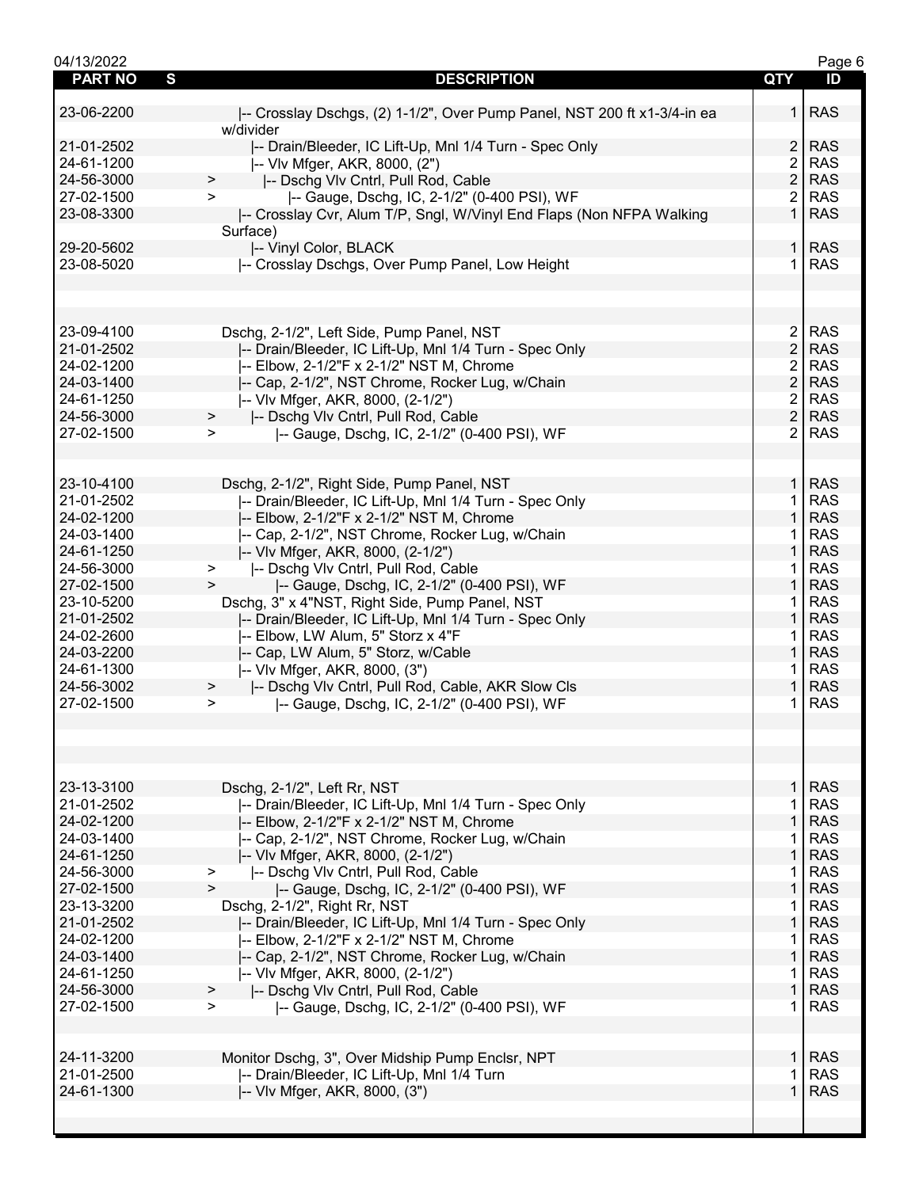| PART NO | S | DESCRIPTION | QTY | ID |
|---|---|---|---|---|
| 23-06-2200 | | \|-- Crosslay Dschgs, (2) 1-1/2", Over Pump Panel, NST 200 ft x1-3/4-in ea w/divider | 1 | RAS |
| 21-01-2502 | | \|-- Drain/Bleeder, IC Lift-Up, Mnl 1/4 Turn - Spec Only | 2 | RAS |
| 24-61-1200 | | \|-- Vlv Mfger, AKR, 8000, (2") | 2 | RAS |
| 24-56-3000 | > | \|-- Dschg Vlv Cntrl, Pull Rod, Cable | 2 | RAS |
| 27-02-1500 | > | \|-- Gauge, Dschg, IC, 2-1/2" (0-400 PSI), WF | 2 | RAS |
| 23-08-3300 | | \|-- Crosslay Cvr, Alum T/P, Sngl, W/Vinyl End Flaps (Non NFPA Walking Surface) | 1 | RAS |
| 29-20-5602 | | \|-- Vinyl Color, BLACK | 1 | RAS |
| 23-08-5020 | | \|-- Crosslay Dschgs, Over Pump Panel, Low Height | 1 | RAS |
| | | | | |
| 23-09-4100 | | Dschg, 2-1/2", Left Side, Pump Panel, NST | 2 | RAS |
| 21-01-2502 | | \|-- Drain/Bleeder, IC Lift-Up, Mnl 1/4 Turn - Spec Only | 2 | RAS |
| 24-02-1200 | | \|-- Elbow, 2-1/2"F x 2-1/2" NST M, Chrome | 2 | RAS |
| 24-03-1400 | | \|-- Cap, 2-1/2", NST Chrome, Rocker Lug, w/Chain | 2 | RAS |
| 24-61-1250 | | \|-- Vlv Mfger, AKR, 8000, (2-1/2") | 2 | RAS |
| 24-56-3000 | > | \|-- Dschg Vlv Cntrl, Pull Rod, Cable | 2 | RAS |
| 27-02-1500 | > | \|-- Gauge, Dschg, IC, 2-1/2" (0-400 PSI), WF | 2 | RAS |
| | | | | |
| 23-10-4100 | | Dschg, 2-1/2", Right Side, Pump Panel, NST | 1 | RAS |
| 21-01-2502 | | \|-- Drain/Bleeder, IC Lift-Up, Mnl 1/4 Turn - Spec Only | 1 | RAS |
| 24-02-1200 | | \|-- Elbow, 2-1/2"F x 2-1/2" NST M, Chrome | 1 | RAS |
| 24-03-1400 | | \|-- Cap, 2-1/2", NST Chrome, Rocker Lug, w/Chain | 1 | RAS |
| 24-61-1250 | | \|-- Vlv Mfger, AKR, 8000, (2-1/2") | 1 | RAS |
| 24-56-3000 | > | \|-- Dschg Vlv Cntrl, Pull Rod, Cable | 1 | RAS |
| 27-02-1500 | > | \|-- Gauge, Dschg, IC, 2-1/2" (0-400 PSI), WF | 1 | RAS |
| 23-10-5200 | | Dschg, 3" x 4"NST, Right Side, Pump Panel, NST | 1 | RAS |
| 21-01-2502 | | \|-- Drain/Bleeder, IC Lift-Up, Mnl 1/4 Turn - Spec Only | 1 | RAS |
| 24-02-2600 | | \|-- Elbow, LW Alum, 5" Storz x 4"F | 1 | RAS |
| 24-03-2200 | | \|-- Cap, LW Alum, 5" Storz, w/Cable | 1 | RAS |
| 24-61-1300 | | \|-- Vlv Mfger, AKR, 8000, (3") | 1 | RAS |
| 24-56-3002 | > | \|-- Dschg Vlv Cntrl, Pull Rod, Cable, AKR Slow Cls | 1 | RAS |
| 27-02-1500 | > | \|-- Gauge, Dschg, IC, 2-1/2" (0-400 PSI), WF | 1 | RAS |
| | | | | |
| 23-13-3100 | | Dschg, 2-1/2", Left Rr, NST | 1 | RAS |
| 21-01-2502 | | \|-- Drain/Bleeder, IC Lift-Up, Mnl 1/4 Turn - Spec Only | 1 | RAS |
| 24-02-1200 | | \|-- Elbow, 2-1/2"F x 2-1/2" NST M, Chrome | 1 | RAS |
| 24-03-1400 | | \|-- Cap, 2-1/2", NST Chrome, Rocker Lug, w/Chain | 1 | RAS |
| 24-61-1250 | | \|-- Vlv Mfger, AKR, 8000, (2-1/2") | 1 | RAS |
| 24-56-3000 | > | \|-- Dschg Vlv Cntrl, Pull Rod, Cable | 1 | RAS |
| 27-02-1500 | > | \|-- Gauge, Dschg, IC, 2-1/2" (0-400 PSI), WF | 1 | RAS |
| 23-13-3200 | | Dschg, 2-1/2", Right Rr, NST | 1 | RAS |
| 21-01-2502 | | \|-- Drain/Bleeder, IC Lift-Up, Mnl 1/4 Turn - Spec Only | 1 | RAS |
| 24-02-1200 | | \|-- Elbow, 2-1/2"F x 2-1/2" NST M, Chrome | 1 | RAS |
| 24-03-1400 | | \|-- Cap, 2-1/2", NST Chrome, Rocker Lug, w/Chain | 1 | RAS |
| 24-61-1250 | | \|-- Vlv Mfger, AKR, 8000, (2-1/2") | 1 | RAS |
| 24-56-3000 | > | \|-- Dschg Vlv Cntrl, Pull Rod, Cable | 1 | RAS |
| 27-02-1500 | > | \|-- Gauge, Dschg, IC, 2-1/2" (0-400 PSI), WF | 1 | RAS |
| | | | | |
| 24-11-3200 | | Monitor Dschg, 3", Over Midship Pump Enclsr, NPT | 1 | RAS |
| 21-01-2500 | | \|-- Drain/Bleeder, IC Lift-Up, Mnl 1/4 Turn | 1 | RAS |
| 24-61-1300 | | \|-- Vlv Mfger, AKR, 8000, (3") | 1 | RAS |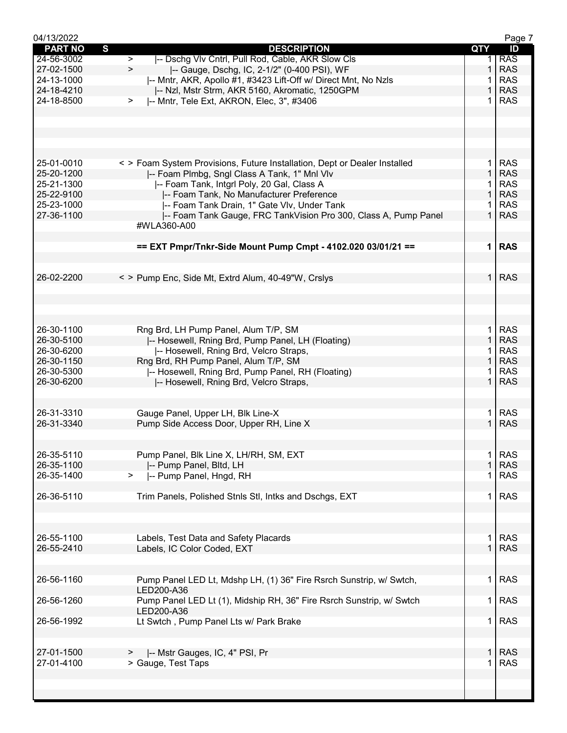| PART NO | S | DESCRIPTION | QTY | ID |
| --- | --- | --- | --- | --- |
| 24-56-3002 | > | \|-- Dschg Vlv Cntrl, Pull Rod, Cable, AKR Slow Cls | 1 | RAS |
| 27-02-1500 | > | \|-- Gauge, Dschg, IC, 2-1/2" (0-400 PSI), WF | 1 | RAS |
| 24-13-1000 | | \|-- Mntr, AKR, Apollo #1, #3423 Lift-Off w/ Direct Mnt, No Nzls | 1 | RAS |
| 24-18-4210 | | \|-- Nzl, Mstr Strm, AKR 5160, Akromatic, 1250GPM | 1 | RAS |
| 24-18-8500 | > | \|-- Mntr, Tele Ext, AKRON, Elec, 3", #3406 | 1 | RAS |
| | | | | |
| 25-01-0010 | < > | Foam System Provisions, Future Installation, Dept or Dealer Installed | 1 | RAS |
| 25-20-1200 | | \|-- Foam Plmbg, Sngl Class A Tank, 1" Mnl Vlv | 1 | RAS |
| 25-21-1300 | | \|-- Foam Tank, Intgrl Poly, 20 Gal, Class A | 1 | RAS |
| 25-22-9100 | | \|-- Foam Tank, No Manufacturer Preference | 1 | RAS |
| 25-23-1000 | | \|-- Foam Tank Drain, 1" Gate Vlv, Under Tank | 1 | RAS |
| 27-36-1100 | | \|-- Foam Tank Gauge, FRC TankVision Pro 300, Class A, Pump Panel #WLA360-A00 | 1 | RAS |
| | | | | |
| | | **== EXT Pmpr/Tnkr-Side Mount Pump Cmpt - 4102.020 03/01/21 ==** | **1** | **RAS** |
| | | | | |
| 26-02-2200 | < > | Pump Enc, Side Mt, Extrd Alum, 40-49"W, Crslys | 1 | RAS |
| | | | | |
| 26-30-1100 | | Rng Brd, LH Pump Panel, Alum T/P, SM | 1 | RAS |
| 26-30-5100 | | \|-- Hosewell, Rning Brd, Pump Panel, LH (Floating) | 1 | RAS |
| 26-30-6200 | | \|-- Hosewell, Rning Brd, Velcro Straps, | 1 | RAS |
| 26-30-1150 | | Rng Brd, RH Pump Panel, Alum T/P, SM | 1 | RAS |
| 26-30-5300 | | \|-- Hosewell, Rning Brd, Pump Panel, RH (Floating) | 1 | RAS |
| 26-30-6200 | | \|-- Hosewell, Rning Brd, Velcro Straps, | 1 | RAS |
| | | | | |
| 26-31-3310 | | Gauge Panel, Upper LH, Blk Line-X | 1 | RAS |
| 26-31-3340 | | Pump Side Access Door, Upper RH, Line X | 1 | RAS |
| | | | | |
| 26-35-5110 | | Pump Panel, Blk Line X, LH/RH, SM, EXT | 1 | RAS |
| 26-35-1100 | | \|-- Pump Panel, Bltd, LH | 1 | RAS |
| 26-35-1400 | > | \|-- Pump Panel, Hngd, RH | 1 | RAS |
| | | | | |
| 26-36-5110 | | Trim Panels, Polished Stnls Stl, Intks and Dschgs, EXT | 1 | RAS |
| | | | | |
| 26-55-1100 | | Labels, Test Data and Safety Placards | 1 | RAS |
| 26-55-2410 | | Labels, IC Color Coded, EXT | 1 | RAS |
| | | | | |
| 26-56-1160 | | Pump Panel LED Lt, Mdshp LH, (1) 36" Fire Rsrch Sunstrip, w/ Swtch, LED200-A36 | 1 | RAS |
| 26-56-1260 | | Pump Panel LED Lt (1), Midship RH, 36" Fire Rsrch Sunstrip, w/ Swtch LED200-A36 | 1 | RAS |
| 26-56-1992 | | Lt Swtch , Pump Panel Lts w/ Park Brake | 1 | RAS |
| | | | | |
| 27-01-1500 | > | \|-- Mstr Gauges, IC, 4" PSI, Pr | 1 | RAS |
| 27-01-4100 | > | Gauge, Test Taps | 1 | RAS |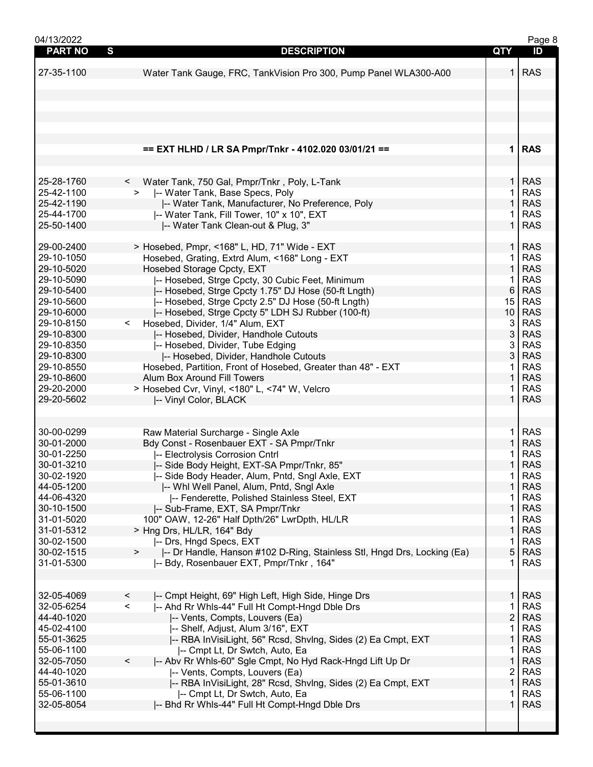| PART NO | S | DESCRIPTION | QTY | ID |
|---|---|---|---|---|
| 27-35-1100 | | Water Tank Gauge, FRC, TankVision Pro 300, Pump Panel WLA300-A00 | 1 | RAS |
| | | | | |
| | | **== EXT HLHD / LR SA Pmpr/Tnkr - 4102.020 03/01/21 ==** | **1** | **RAS** |
| | | | | |
| 25-28-1760 | < | Water Tank, 750 Gal, Pmpr/Tnkr , Poly, L-Tank | 1 | RAS |
| 25-42-1100 | > | \|-- Water Tank, Base Specs, Poly | 1 | RAS |
| 25-42-1190 | | \|-- Water Tank, Manufacturer, No Preference, Poly | 1 | RAS |
| 25-44-1700 | | \|-- Water Tank, Fill Tower, 10" x 10", EXT | 1 | RAS |
| 25-50-1400 | | \|-- Water Tank Clean-out & Plug, 3" | 1 | RAS |
| | | | | |
| 29-00-2400 | | > Hosebed, Pmpr, <168" L, HD, 71" Wide - EXT | 1 | RAS |
| 29-10-1050 | | Hosebed, Grating, Extrd Alum, <168" Long - EXT | 1 | RAS |
| 29-10-5020 | | Hosebed Storage Cpcty, EXT | 1 | RAS |
| 29-10-5090 | | \|-- Hosebed, Strge Cpcty, 30 Cubic Feet, Minimum | 1 | RAS |
| 29-10-5400 | | \|-- Hosebed, Strge Cpcty 1.75" DJ Hose (50-ft Lngth) | 6 | RAS |
| 29-10-5600 | | \|-- Hosebed, Strge Cpcty 2.5" DJ Hose (50-ft Lngth) | 15 | RAS |
| 29-10-6000 | | \|-- Hosebed, Strge Cpcty 5" LDH SJ Rubber (100-ft) | 10 | RAS |
| 29-10-8150 | < | Hosebed, Divider, 1/4" Alum, EXT | 3 | RAS |
| 29-10-8300 | | \|-- Hosebed, Divider, Handhole Cutouts | 3 | RAS |
| 29-10-8350 | | \|-- Hosebed, Divider, Tube Edging | 3 | RAS |
| 29-10-8300 | | \|-- Hosebed, Divider, Handhole Cutouts | 3 | RAS |
| 29-10-8550 | | Hosebed, Partition, Front of Hosebed, Greater than 48" - EXT | 1 | RAS |
| 29-10-8600 | | Alum Box Around Fill Towers | 1 | RAS |
| 29-20-2000 | | > Hosebed Cvr, Vinyl, <180" L, <74" W, Velcro | 1 | RAS |
| 29-20-5602 | | \|-- Vinyl Color, BLACK | 1 | RAS |
| | | | | |
| 30-00-0299 | | Raw Material Surcharge - Single Axle | 1 | RAS |
| 30-01-2000 | | Bdy Const - Rosenbauer EXT - SA Pmpr/Tnkr | 1 | RAS |
| 30-01-2250 | | \|-- Electrolysis Corrosion Cntrl | 1 | RAS |
| 30-01-3210 | | \|-- Side Body Height, EXT-SA Pmpr/Tnkr, 85" | 1 | RAS |
| 30-02-1920 | | \|-- Side Body Header, Alum, Pntd, Sngl Axle, EXT | 1 | RAS |
| 44-05-1200 | | \|-- Whl Well Panel, Alum, Pntd, Sngl Axle | 1 | RAS |
| 44-06-4320 | | \|-- Fenderette, Polished Stainless Steel, EXT | 1 | RAS |
| 30-10-1500 | | \|-- Sub-Frame, EXT, SA Pmpr/Tnkr | 1 | RAS |
| 31-01-5020 | | 100" OAW, 12-26" Half Dpth/26" LwrDpth, HL/LR | 1 | RAS |
| 31-01-5312 | | > Hng Drs, HL/LR, 164" Bdy | 1 | RAS |
| 30-02-1500 | | \|-- Drs, Hngd Specs, EXT | 1 | RAS |
| 30-02-1515 | > | \|-- Dr Handle, Hanson #102 D-Ring, Stainless Stl, Hngd Drs, Locking (Ea) | 5 | RAS |
| 31-01-5300 | | \|-- Bdy, Rosenbauer EXT, Pmpr/Tnkr , 164" | 1 | RAS |
| | | | | |
| 32-05-4069 | < | \|-- Cmpt Height, 69" High Left, High Side, Hinge Drs | 1 | RAS |
| 32-05-6254 | < | \|-- Ahd Rr Whls-44" Full Ht Compt-Hngd Dble Drs | 1 | RAS |
| 44-40-1020 | | \|-- Vents, Compts, Louvers (Ea) | 2 | RAS |
| 45-02-4100 | | \|-- Shelf, Adjust, Alum 3/16", EXT | 1 | RAS |
| 55-01-3625 | | \|-- RBA InVisiLight, 56" Rcsd, Shvlng, Sides (2) Ea Cmpt, EXT | 1 | RAS |
| 55-06-1100 | | \|-- Cmpt Lt, Dr Swtch, Auto, Ea | 1 | RAS |
| 32-05-7050 | < | \|-- Abv Rr Whls-60" Sgle Cmpt, No Hyd Rack-Hngd Lift Up Dr | 1 | RAS |
| 44-40-1020 | | \|-- Vents, Compts, Louvers (Ea) | 2 | RAS |
| 55-01-3610 | | \|-- RBA InVisiLight, 28" Rcsd, Shvlng, Sides (2) Ea Cmpt, EXT | 1 | RAS |
| 55-06-1100 | | \|-- Cmpt Lt, Dr Swtch, Auto, Ea | 1 | RAS |
| 32-05-8054 | | \|-- Bhd Rr Whls-44" Full Ht Compt-Hngd Dble Drs | 1 | RAS |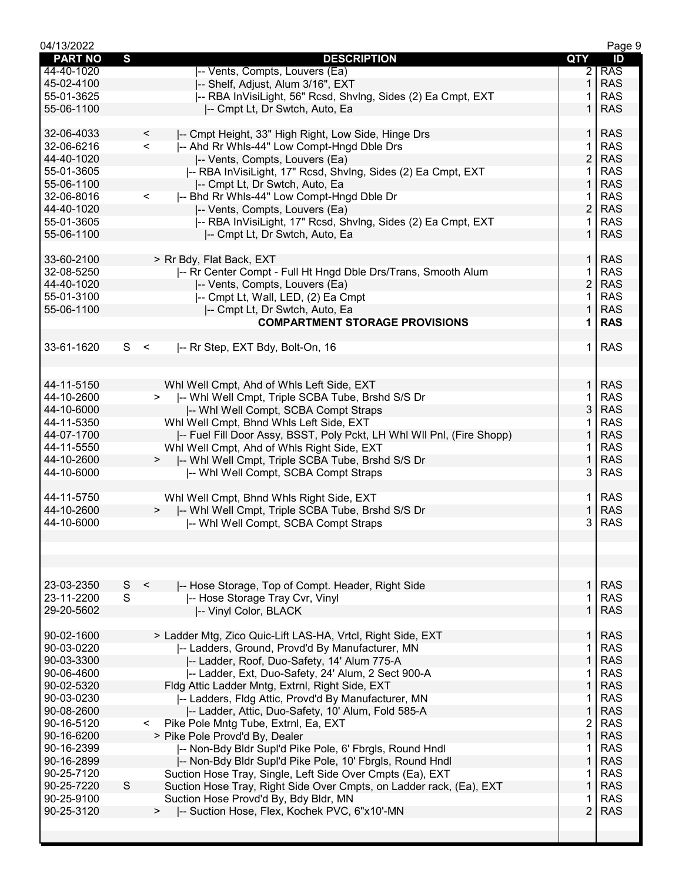| PART NO | S | | DESCRIPTION | QTY | ID |
|---|---|---|---|---|---|
| 44-40-1020 | | | \|-- Vents, Compts, Louvers (Ea) | 2 | RAS |
| 45-02-4100 | | | \|-- Shelf, Adjust, Alum 3/16", EXT | 1 | RAS |
| 55-01-3625 | | | \|-- RBA InVisiLight, 56" Rcsd, Shvlng, Sides (2) Ea Cmpt, EXT | 1 | RAS |
| 55-06-1100 | | | \|-- Cmpt Lt, Dr Swtch, Auto, Ea | 1 | RAS |
| | | | | | |
| 32-06-4033 | | < | \|-- Cmpt Height, 33" High Right, Low Side, Hinge Drs | 1 | RAS |
| 32-06-6216 | | < | \|-- Ahd Rr Whls-44" Low Compt-Hngd Dble Drs | 1 | RAS |
| 44-40-1020 | | | \|-- Vents, Compts, Louvers (Ea) | 2 | RAS |
| 55-01-3605 | | | \|-- RBA InVisiLight, 17" Rcsd, Shvlng, Sides (2) Ea Cmpt, EXT | 1 | RAS |
| 55-06-1100 | | | \|-- Cmpt Lt, Dr Swtch, Auto, Ea | 1 | RAS |
| 32-06-8016 | | < | \|-- Bhd Rr Whls-44" Low Compt-Hngd Dble Dr | 1 | RAS |
| 44-40-1020 | | | \|-- Vents, Compts, Louvers (Ea) | 2 | RAS |
| 55-01-3605 | | | \|-- RBA InVisiLight, 17" Rcsd, Shvlng, Sides (2) Ea Cmpt, EXT | 1 | RAS |
| 55-06-1100 | | | \|-- Cmpt Lt, Dr Swtch, Auto, Ea | 1 | RAS |
| | | | | | |
| 33-60-2100 | | | > Rr Bdy, Flat Back, EXT | 1 | RAS |
| 32-08-5250 | | | \|-- Rr Center Compt - Full Ht Hngd Dble Drs/Trans, Smooth Alum | 1 | RAS |
| 44-40-1020 | | | \|-- Vents, Compts, Louvers (Ea) | 2 | RAS |
| 55-01-3100 | | | \|-- Cmpt Lt, Wall, LED, (2) Ea Cmpt | 1 | RAS |
| 55-06-1100 | | | \|-- Cmpt Lt, Dr Swtch, Auto, Ea | 1 | RAS |
| | | | **COMPARTMENT STORAGE PROVISIONS** | **1** | **RAS** |
| | | | | | |
| 33-61-1620 | S | < | \|-- Rr Step, EXT Bdy, Bolt-On, 16 | 1 | RAS |
| | | | | | |
| | | | | | |
| 44-11-5150 | | | Whl Well Cmpt, Ahd of Whls Left Side, EXT | 1 | RAS |
| 44-10-2600 | | > | \|-- Whl Well Cmpt, Triple SCBA Tube, Brshd S/S Dr | 1 | RAS |
| 44-10-6000 | | | \|-- Whl Well Compt, SCBA Compt Straps | 3 | RAS |
| 44-11-5350 | | | Whl Well Cmpt, Bhnd Whls Left Side, EXT | 1 | RAS |
| 44-07-1700 | | | \|-- Fuel Fill Door Assy, BSST, Poly Pckt, LH Whl Wll Pnl, (Fire Shopp) | 1 | RAS |
| 44-11-5550 | | | Whl Well Cmpt, Ahd of Whls Right Side, EXT | 1 | RAS |
| 44-10-2600 | | > | \|-- Whl Well Cmpt, Triple SCBA Tube, Brshd S/S Dr | 1 | RAS |
| 44-10-6000 | | | \|-- Whl Well Compt, SCBA Compt Straps | 3 | RAS |
| | | | | | |
| 44-11-5750 | | | Whl Well Cmpt, Bhnd Whls Right Side, EXT | 1 | RAS |
| 44-10-2600 | | > | \|-- Whl Well Cmpt, Triple SCBA Tube, Brshd S/S Dr | 1 | RAS |
| 44-10-6000 | | | \|-- Whl Well Compt, SCBA Compt Straps | 3 | RAS |
| | | | | | |
| | | | | | |
| | | | | | |
| | | | | | |
| 23-03-2350 | S | < | \|-- Hose Storage, Top of Compt. Header, Right Side | 1 | RAS |
| 23-11-2200 | S | | \|-- Hose Storage Tray Cvr, Vinyl | 1 | RAS |
| 29-20-5602 | | | \|-- Vinyl Color, BLACK | 1 | RAS |
| | | | | | |
| 90-02-1600 | | | > Ladder Mtg, Zico Quic-Lift LAS-HA, Vrtcl, Right Side, EXT | 1 | RAS |
| 90-03-0220 | | | \|-- Ladders, Ground, Provd'd By Manufacturer, MN | 1 | RAS |
| 90-03-3300 | | | \|-- Ladder, Roof, Duo-Safety, 14' Alum 775-A | 1 | RAS |
| 90-06-4600 | | | \|-- Ladder, Ext, Duo-Safety, 24' Alum, 2 Sect 900-A | 1 | RAS |
| 90-02-5320 | | | Fldg Attic Ladder Mntg, Extrnl, Right Side, EXT | 1 | RAS |
| 90-03-0230 | | | \|-- Ladders, Fldg Attic, Provd'd By Manufacturer, MN | 1 | RAS |
| 90-08-2600 | | | \|-- Ladder, Attic, Duo-Safety, 10' Alum, Fold 585-A | 1 | RAS |
| 90-16-5120 | | < | Pike Pole Mntg Tube, Extrnl, Ea, EXT | 2 | RAS |
| 90-16-6200 | | | > Pike Pole Provd'd By, Dealer | 1 | RAS |
| 90-16-2399 | | | \|-- Non-Bdy Bldr Supl'd Pike Pole, 6' Fbrgls, Round Hndl | 1 | RAS |
| 90-16-2899 | | | \|-- Non-Bdy Bldr Supl'd Pike Pole, 10' Fbrgls, Round Hndl | 1 | RAS |
| 90-25-7120 | | | Suction Hose Tray, Single, Left Side Over Cmpts (Ea), EXT | 1 | RAS |
| 90-25-7220 | S | | Suction Hose Tray, Right Side Over Cmpts, on Ladder rack, (Ea), EXT | 1 | RAS |
| 90-25-9100 | | | Suction Hose Provd'd By, Bdy Bldr, MN | 1 | RAS |
| 90-25-3120 | | > | \|-- Suction Hose, Flex, Kochek PVC, 6"x10'-MN | 2 | RAS |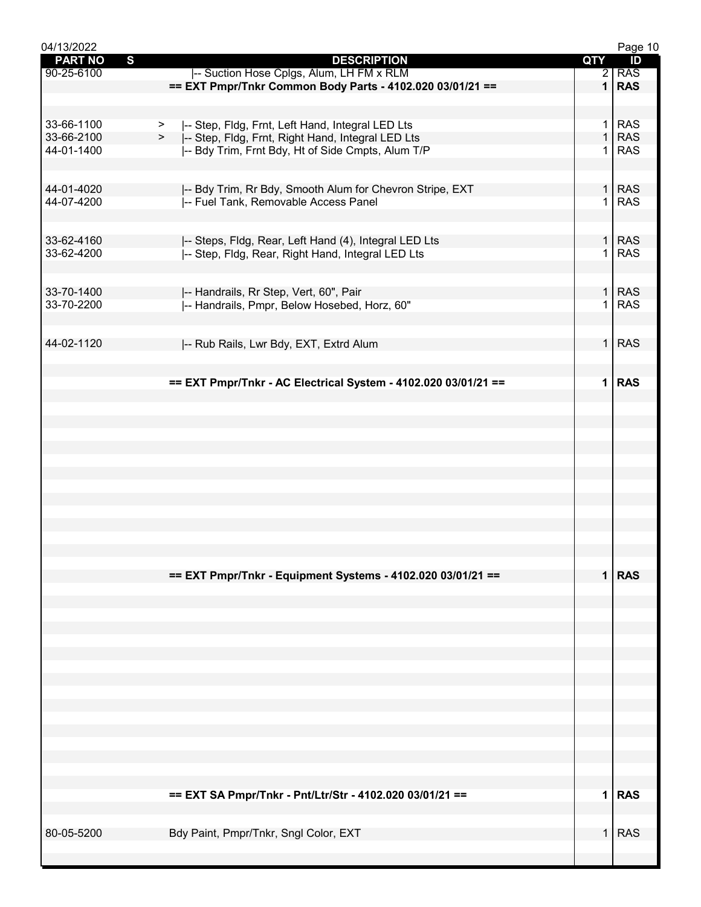| PART NO | S | DESCRIPTION | QTY | ID |
|---|---|---|---|---|
| 90-25-6100 | | \|-- Suction Hose Cplgs, Alum, LH FM x RLM | 2 | RAS |
| | | **== EXT Pmpr/Tnkr Common Body Parts - 4102.020 03/01/21 ==** | **1** | **RAS** |
| 33-66-1100 | > | \|-- Step, Fldg, Frnt, Left Hand, Integral LED Lts | 1 | RAS |
| 33-66-2100 | > | \|-- Step, Fldg, Frnt, Right Hand, Integral LED Lts | 1 | RAS |
| 44-01-1400 | | \|-- Bdy Trim, Frnt Bdy, Ht of Side Cmpts, Alum T/P | 1 | RAS |
| 44-01-4020 | | \|-- Bdy Trim, Rr Bdy, Smooth Alum for Chevron Stripe, EXT | 1 | RAS |
| 44-07-4200 | | \|-- Fuel Tank, Removable Access Panel | 1 | RAS |
| 33-62-4160 | | \|-- Steps, Fldg, Rear, Left Hand (4), Integral LED Lts | 1 | RAS |
| 33-62-4200 | | \|-- Step, Fldg, Rear, Right Hand, Integral LED Lts | 1 | RAS |
| 33-70-1400 | | \|-- Handrails, Rr Step, Vert, 60", Pair | 1 | RAS |
| 33-70-2200 | | \|-- Handrails, Pmpr, Below Hosebed, Horz, 60" | 1 | RAS |
| 44-02-1120 | | \|-- Rub Rails, Lwr Bdy, EXT, Extrd Alum | 1 | RAS |
| | | **== EXT Pmpr/Tnkr - AC Electrical System - 4102.020 03/01/21 ==** | **1** | **RAS** |
| | | **== EXT Pmpr/Tnkr - Equipment Systems - 4102.020 03/01/21 ==** | **1** | **RAS** |
| | | **== EXT SA Pmpr/Tnkr - Pnt/Ltr/Str - 4102.020 03/01/21 ==** | **1** | **RAS** |
| 80-05-5200 | | Bdy Paint, Pmpr/Tnkr, Sngl Color, EXT | 1 | RAS |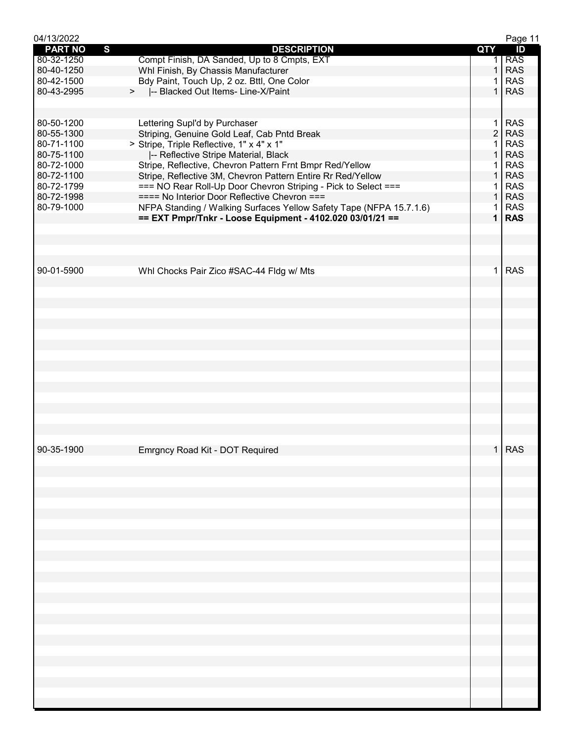| PART NO | S | DESCRIPTION | QTY | ID |
|---|---|---|---|---|
| 80-32-1250 | | Compt Finish, DA Sanded, Up to 8 Cmpts, EXT | 1 | RAS |
| 80-40-1250 | | Whl Finish, By Chassis Manufacturer | 1 | RAS |
| 80-42-1500 | | Bdy Paint, Touch Up, 2 oz. Bttl, One Color | 1 | RAS |
| 80-43-2995 | > | \|-- Blacked Out Items- Line-X/Paint | 1 | RAS |
| | | | | |
| | | | | |
| 80-50-1200 | | Lettering Supl'd by Purchaser | 1 | RAS |
| 80-55-1300 | | Striping, Genuine Gold Leaf, Cab Pntd Break | 2 | RAS |
| 80-71-1100 | | > Stripe, Triple Reflective, 1" x 4" x 1" | 1 | RAS |
| 80-75-1100 | | \|-- Reflective Stripe Material, Black | 1 | RAS |
| 80-72-1000 | | Stripe, Reflective, Chevron Pattern Frnt Bmpr Red/Yellow | 1 | RAS |
| 80-72-1100 | | Stripe, Reflective 3M, Chevron Pattern Entire Rr Red/Yellow | 1 | RAS |
| 80-72-1799 | | === NO Rear Roll-Up Door Chevron Striping - Pick to Select === | 1 | RAS |
| 80-72-1998 | | ==== No Interior Door Reflective Chevron === | 1 | RAS |
| 80-79-1000 | | NFPA Standing / Walking Surfaces Yellow Safety Tape (NFPA 15.7.1.6) | 1 | RAS |
| | | **== EXT Pmpr/Tnkr - Loose Equipment - 4102.020 03/01/21 ==** | **1** | **RAS** |
| | | | | |
| 90-01-5900 | | Whl Chocks Pair Zico #SAC-44 Fldg w/ Mts | 1 | RAS |
| | | | | |
| 90-35-1900 | | Emrgncy Road Kit - DOT Required | 1 | RAS |